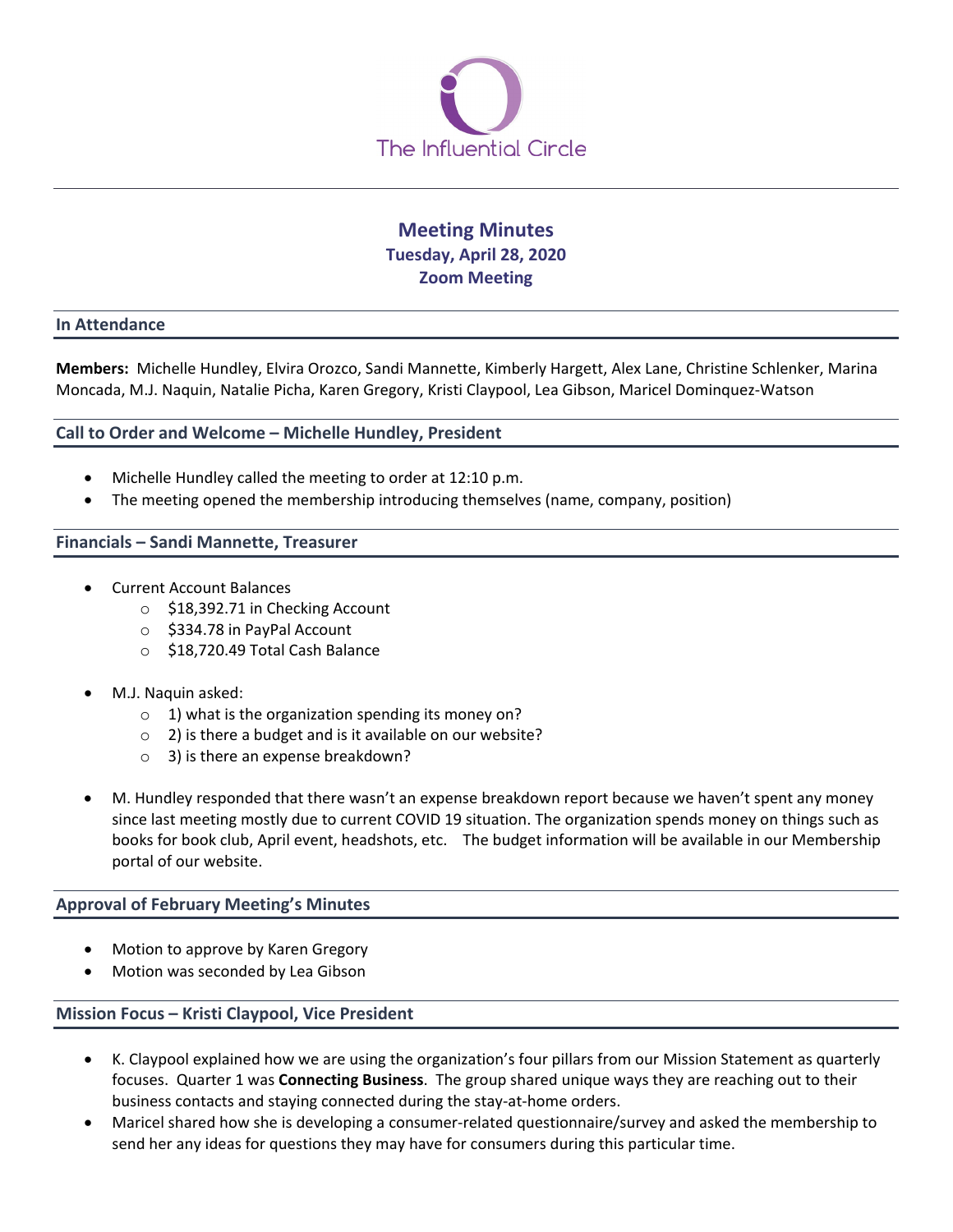The Influential Circle

# Meeting Minutes

### Tuesday, April 28, 2020
### Zoom Meeting

## In Attendance

**Members:** Michelle Hundley, Elvira Orozco, Sandi Mannette, Kimberly Hargett, Alex Lane, Christine Schlenker, Marina Moncada, M.J. Naquin, Natalie Picha, Karen Gregory, Kristi Claypool, Lea Gibson, Maricel Dominquez-Watson

## Call to Order and Welcome – Michelle Hundley, President

- Michelle Hundley called the meeting to order at 12:10 p.m.
- The meeting opened the membership introducing themselves (name, company, position)

## Financials – Sandi Mannette, Treasurer

- Current Account Balances
  - $18,392.71 in Checking Account
  - $334.78 in PayPal Account
  - $18,720.49 Total Cash Balance

- M.J. Naquin asked:
  - 1) what is the organization spending its money on?
  - 2) is there a budget and is it available on our website?
  - 3) is there an expense breakdown?

- M. Hundley responded that there wasn't an expense breakdown report because we haven't spent any money since last meeting mostly due to current COVID 19 situation. The organization spends money on things such as books for book club, April event, headshots, etc. The budget information will be available in our Membership portal of our website.

## Approval of February Meeting's Minutes

- Motion to approve by Karen Gregory
- Motion was seconded by Lea Gibson

## Mission Focus – Kristi Claypool, Vice President

- K. Claypool explained how we are using the organization's four pillars from our Mission Statement as quarterly focuses. Quarter 1 was **Connecting Business**. The group shared unique ways they are reaching out to their business contacts and staying connected during the stay-at-home orders.
- Maricel shared how she is developing a consumer-related questionnaire/survey and asked the membership to send her any ideas for questions they may have for consumers during this particular time.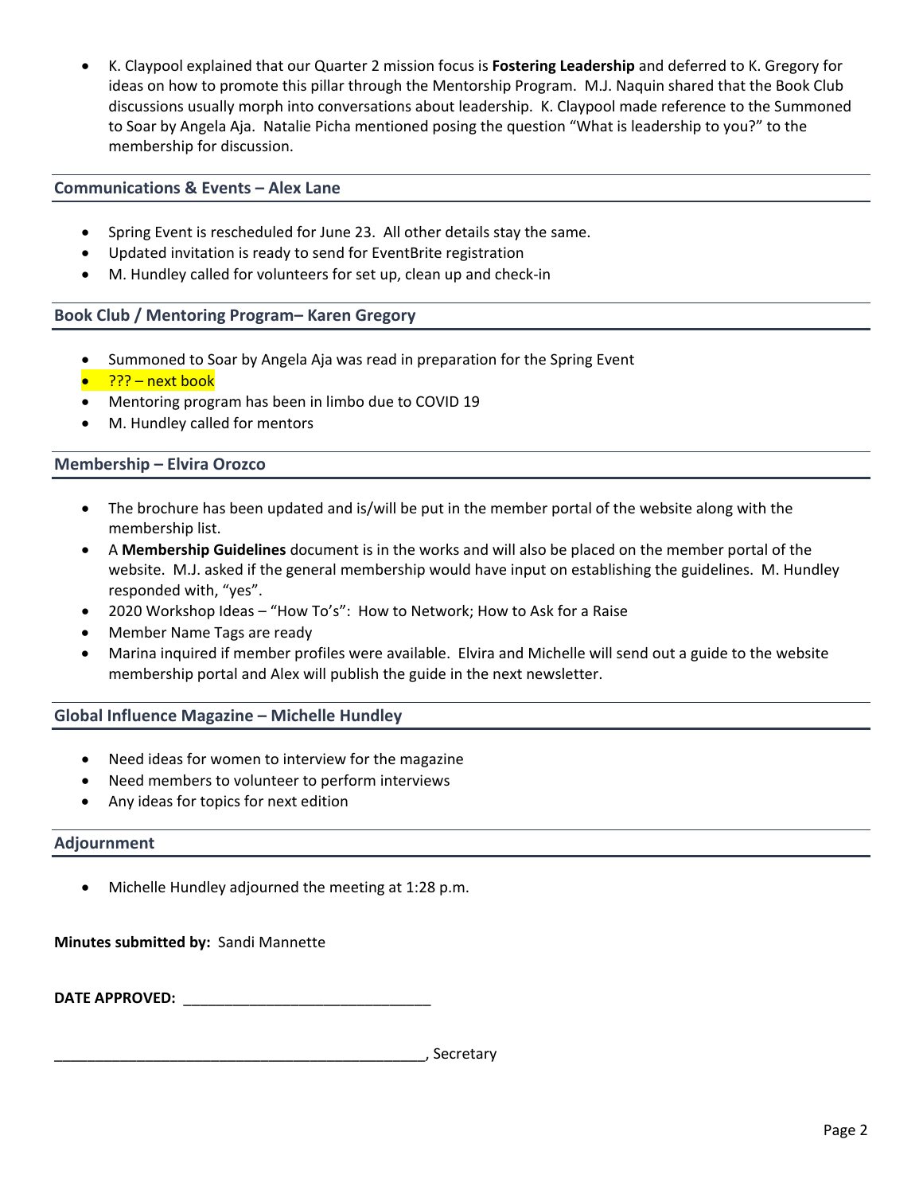- K. Claypool explained that our Quarter 2 mission focus is **Fostering Leadership** and deferred to K. Gregory for ideas on how to promote this pillar through the Mentorship Program. M.J. Naquin shared that the Book Club discussions usually morph into conversations about leadership. K. Claypool made reference to the Summoned to Soar by Angela Aja. Natalie Picha mentioned posing the question "What is leadership to you?" to the membership for discussion.

## Communications & Events – Alex Lane

- Spring Event is rescheduled for June 23. All other details stay the same.
- Updated invitation is ready to send for EventBrite registration
- M. Hundley called for volunteers for set up, clean up and check-in

## Book Club / Mentoring Program– Karen Gregory

- Summoned to Soar by Angela Aja was read in preparation for the Spring Event
- ??? – next book
- Mentoring program has been in limbo due to COVID 19
- M. Hundley called for mentors

## Membership – Elvira Orozco

- The brochure has been updated and is/will be put in the member portal of the website along with the membership list.
- A **Membership Guidelines** document is in the works and will also be placed on the member portal of the website. M.J. asked if the general membership would have input on establishing the guidelines. M. Hundley responded with, "yes".
- 2020 Workshop Ideas – "How To's": How to Network; How to Ask for a Raise
- Member Name Tags are ready
- Marina inquired if member profiles were available. Elvira and Michelle will send out a guide to the website membership portal and Alex will publish the guide in the next newsletter.

## Global Influence Magazine – Michelle Hundley

- Need ideas for women to interview for the magazine
- Need members to volunteer to perform interviews
- Any ideas for topics for next edition

## Adjournment

- Michelle Hundley adjourned the meeting at 1:28 p.m.

**Minutes submitted by:** Sandi Mannette

**DATE APPROVED:** ______________________________

______________________________________________, Secretary